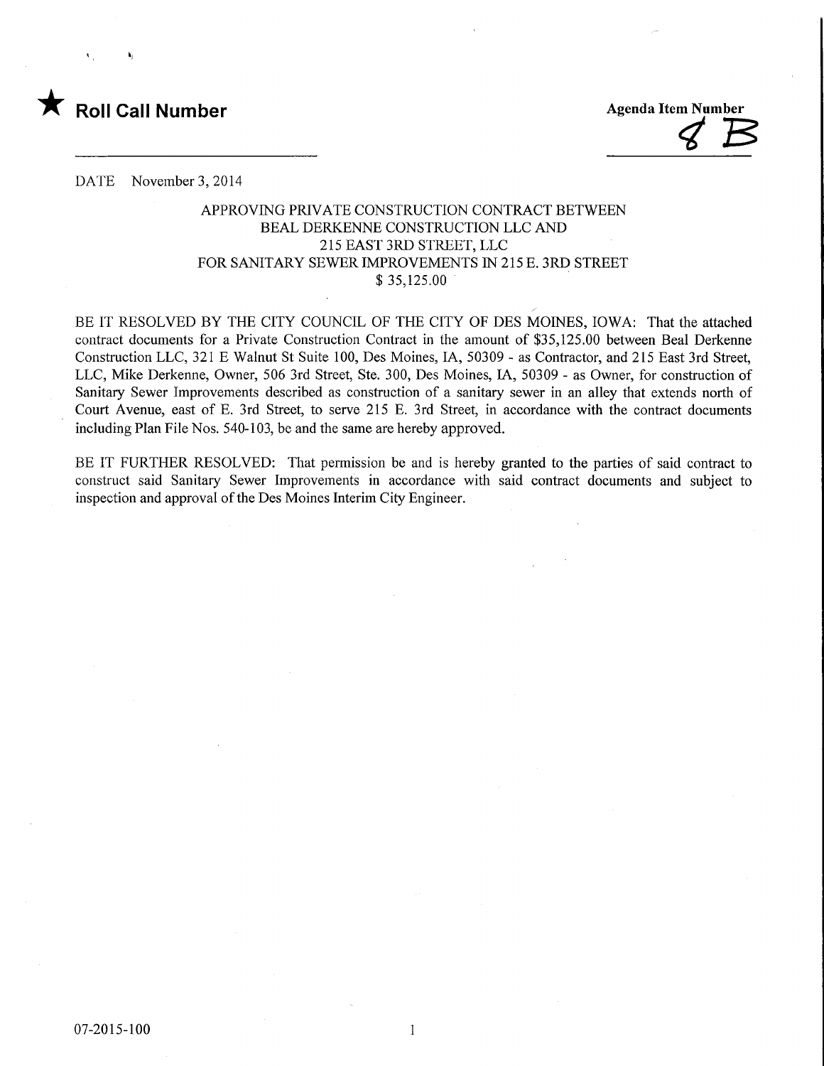★ **Roll Call Number**

**Agenda Item Number**
8 B

DATE November 3, 2014

APPROVING PRIVATE CONSTRUCTION CONTRACT BETWEEN
BEAL DERKENNE CONSTRUCTION LLC AND
215 EAST 3RD STREET, LLC
FOR SANITARY SEWER IMPROVEMENTS IN 215 E. 3RD STREET
$ 35,125.00

BE IT RESOLVED BY THE CITY COUNCIL OF THE CITY OF DES MOINES, IOWA: That the attached contract documents for a Private Construction Contract in the amount of $35,125.00 between Beal Derkenne Construction LLC, 321 E Walnut St Suite 100, Des Moines, IA, 50309 - as Contractor, and 215 East 3rd Street, LLC, Mike Derkenne, Owner, 506 3rd Street, Ste. 300, Des Moines, IA, 50309 - as Owner, for construction of Sanitary Sewer Improvements described as construction of a sanitary sewer in an alley that extends north of Court Avenue, east of E. 3rd Street, to serve 215 E. 3rd Street, in accordance with the contract documents including Plan File Nos. 540-103, be and the same are hereby approved.

BE IT FURTHER RESOLVED: That permission be and is hereby granted to the parties of said contract to construct said Sanitary Sewer Improvements in accordance with said contract documents and subject to inspection and approval of the Des Moines Interim City Engineer.

07-2015-100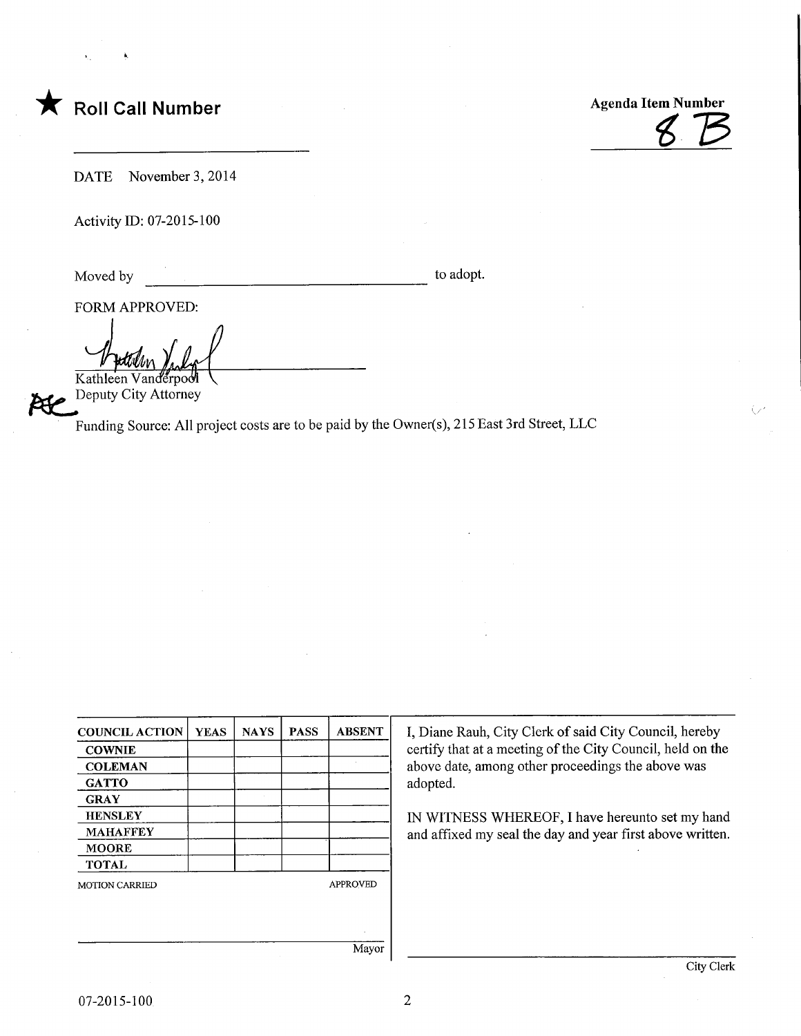★ **Roll Call Number**

______________________________

**Agenda Item Number**

8 B

DATE November 3, 2014

Activity ID: 07-2015-100

Moved by ________________________________ to adopt.

FORM APPROVED:

Kathleen Vanderpool
Deputy City Attorney

Funding Source: All project costs are to be paid by the Owner(s), 215 East 3rd Street, LLC

| COUNCIL ACTION | YEAS | NAYS | PASS | ABSENT |
|---|---|---|---|---|
| COWNIE | | | | |
| COLEMAN | | | | |
| GATTO | | | | |
| GRAY | | | | |
| HENSLEY | | | | |
| MAHAFFEY | | | | |
| MOORE | | | | |
| TOTAL | | | | |

MOTION CARRIED APPROVED

______________________________ Mayor

I, Diane Rauh, City Clerk of said City Council, hereby certify that at a meeting of the City Council, held on the above date, among other proceedings the above was adopted.

IN WITNESS WHEREOF, I have hereunto set my hand and affixed my seal the day and year first above written.

______________________________ City Clerk

07-2015-100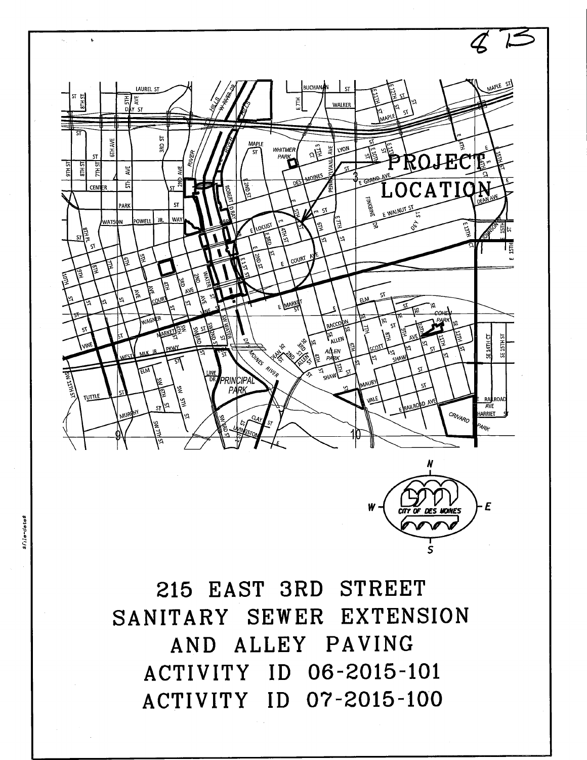# 215 EAST 3RD STREET SANITARY SEWER EXTENSION AND ALLEY PAVING

## ACTIVITY ID 06-2015-101

## ACTIVITY ID 07-2015-100